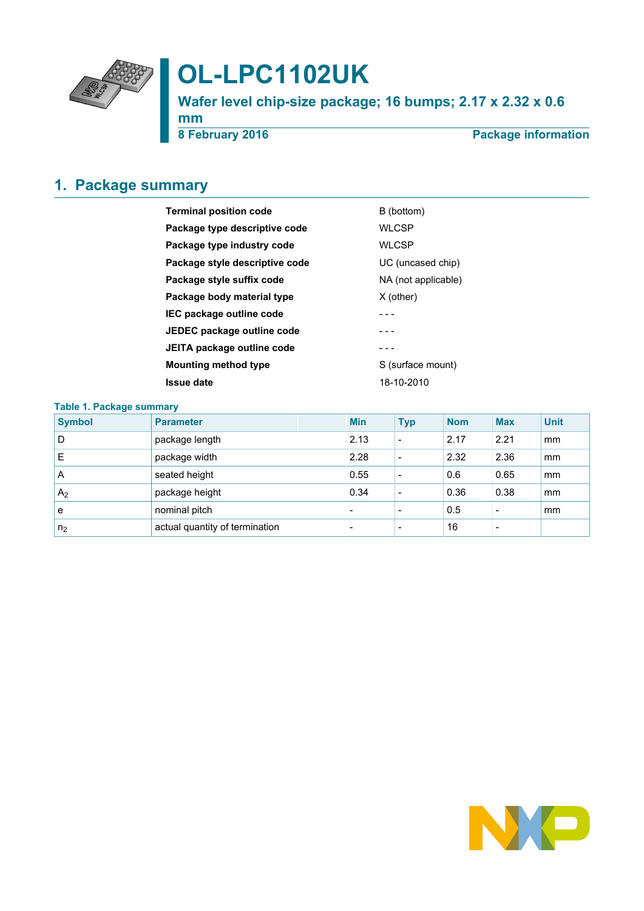# OL-LPC1102UK

**Wafer level chip-size package; 16 bumps; 2.17 x 2.32 x 0.6 mm**

**8 February 2016** — **Package information**

## 1. Package summary

| | |
|---|---|
| **Terminal position code** | B (bottom) |
| **Package type descriptive code** | WLCSP |
| **Package type industry code** | WLCSP |
| **Package style descriptive code** | UC (uncased chip) |
| **Package style suffix code** | NA (not applicable) |
| **Package body material type** | X (other) |
| **IEC package outline code** | - - - |
| **JEDEC package outline code** | - - - |
| **JEITA package outline code** | - - - |
| **Mounting method type** | S (surface mount) |
| **Issue date** | 18-10-2010 |

**Table 1. Package summary**

| Symbol | Parameter | Min | Typ | Nom | Max | Unit |
|---|---|---|---|---|---|---|
| D | package length | 2.13 | - | 2.17 | 2.21 | mm |
| E | package width | 2.28 | - | 2.32 | 2.36 | mm |
| A | seated height | 0.55 | - | 0.6 | 0.65 | mm |
| $A_2$ | package height | 0.34 | - | 0.36 | 0.38 | mm |
| e | nominal pitch | - | - | 0.5 | - | mm |
| $n_2$ | actual quantity of termination | - | - | 16 | - | |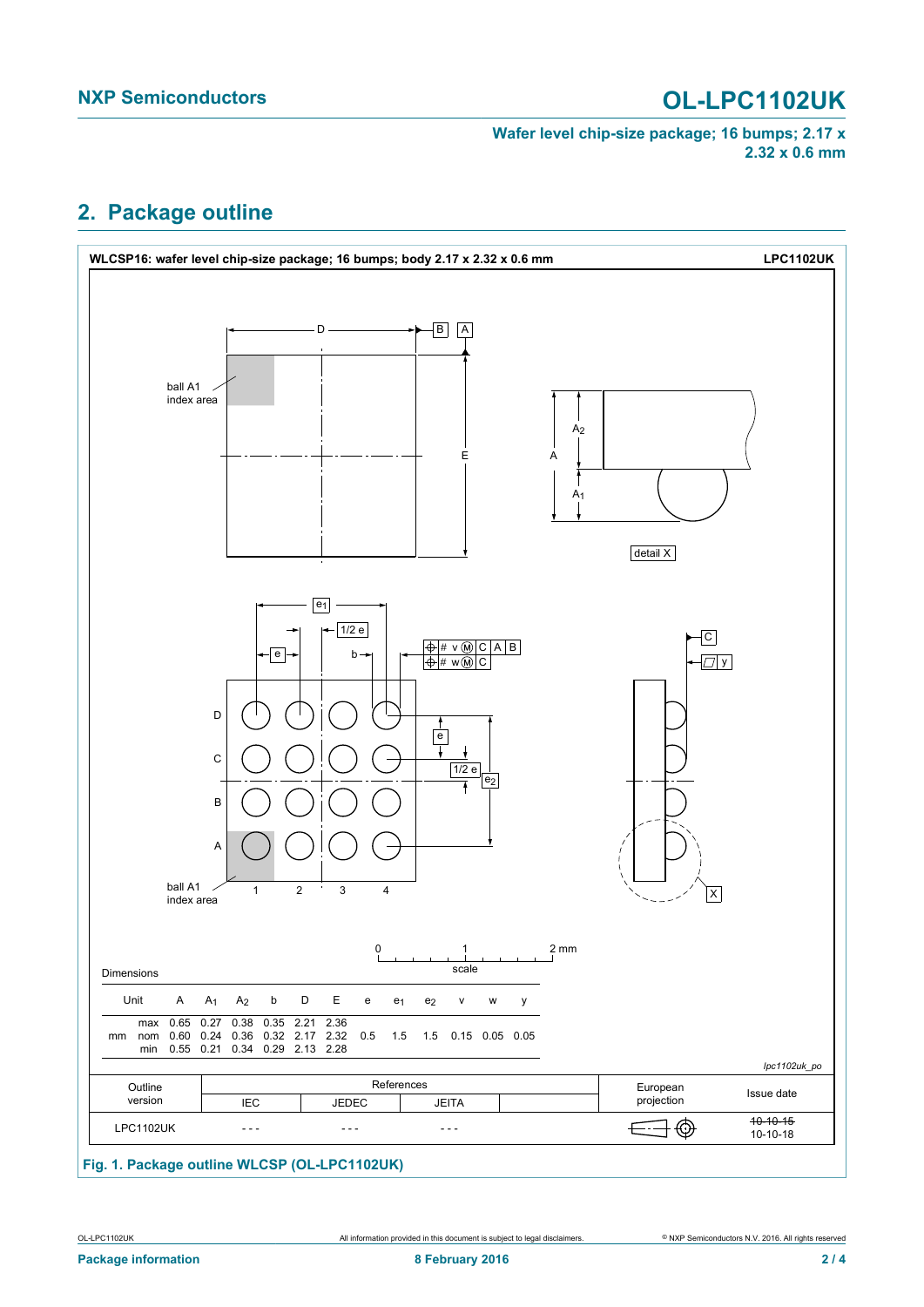## 2. Package outline

**WLCSP16: wafer level chip-size package; 16 bumps; body 2.17 x 2.32 x 0.6 mm** — LPC1102UK

D
B A
ball A1 index area
E
A
$A_2$
$A_1$
detail X

$e_1$
1/2 e
e
b
# v Ⓜ C A B
# w Ⓜ C
C
y
D
C
B
A
e
1/2 e
$e_2$
ball A1 index area
1 2 3 4
X

0 1 2 mm
scale

Dimensions

| Unit | | A | $A_1$ | $A_2$ | b | D | E | e | $e_1$ | $e_2$ | v | w | y |
|---|---|---|---|---|---|---|---|---|---|---|---|---|---|
| | max | 0.65 | 0.27 | 0.38 | 0.35 | 2.21 | 2.36 | | | | | | |
| mm | nom | 0.60 | 0.24 | 0.36 | 0.32 | 2.17 | 2.32 | 0.5 | 1.5 | 1.5 | 0.15 | 0.05 | 0.05 |
| | min | 0.55 | 0.21 | 0.34 | 0.29 | 2.13 | 2.28 | | | | | | |

lpc1102uk_po

| Outline version | References IEC | References JEDEC | References JEITA | European projection | Issue date |
|---|---|---|---|---|---|
| LPC1102UK | - - - | - - - | - - - | | ~~10-10-15~~ 10-10-18 |

**Fig. 1. Package outline WLCSP (OL-LPC1102UK)**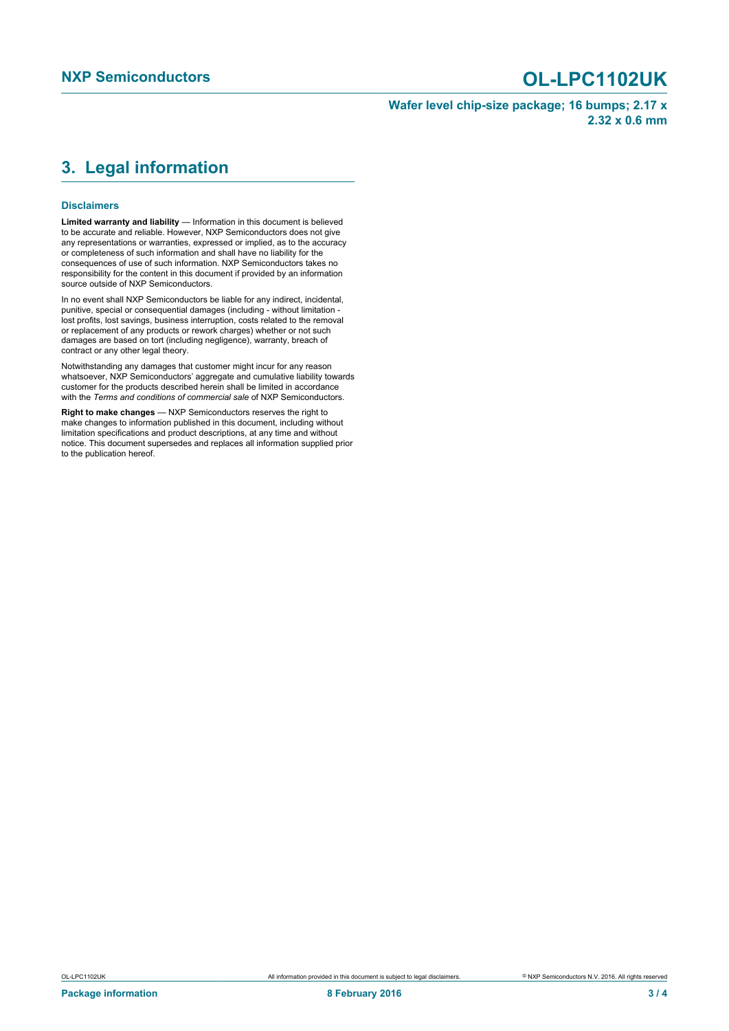## 3. Legal information

### Disclaimers

**Limited warranty and liability** — Information in this document is believed to be accurate and reliable. However, NXP Semiconductors does not give any representations or warranties, expressed or implied, as to the accuracy or completeness of such information and shall have no liability for the consequences of use of such information. NXP Semiconductors takes no responsibility for the content in this document if provided by an information source outside of NXP Semiconductors.

In no event shall NXP Semiconductors be liable for any indirect, incidental, punitive, special or consequential damages (including - without limitation - lost profits, lost savings, business interruption, costs related to the removal or replacement of any products or rework charges) whether or not such damages are based on tort (including negligence), warranty, breach of contract or any other legal theory.

Notwithstanding any damages that customer might incur for any reason whatsoever, NXP Semiconductors' aggregate and cumulative liability towards customer for the products described herein shall be limited in accordance with the *Terms and conditions of commercial sale* of NXP Semiconductors.

**Right to make changes** — NXP Semiconductors reserves the right to make changes to information published in this document, including without limitation specifications and product descriptions, at any time and without notice. This document supersedes and replaces all information supplied prior to the publication hereof.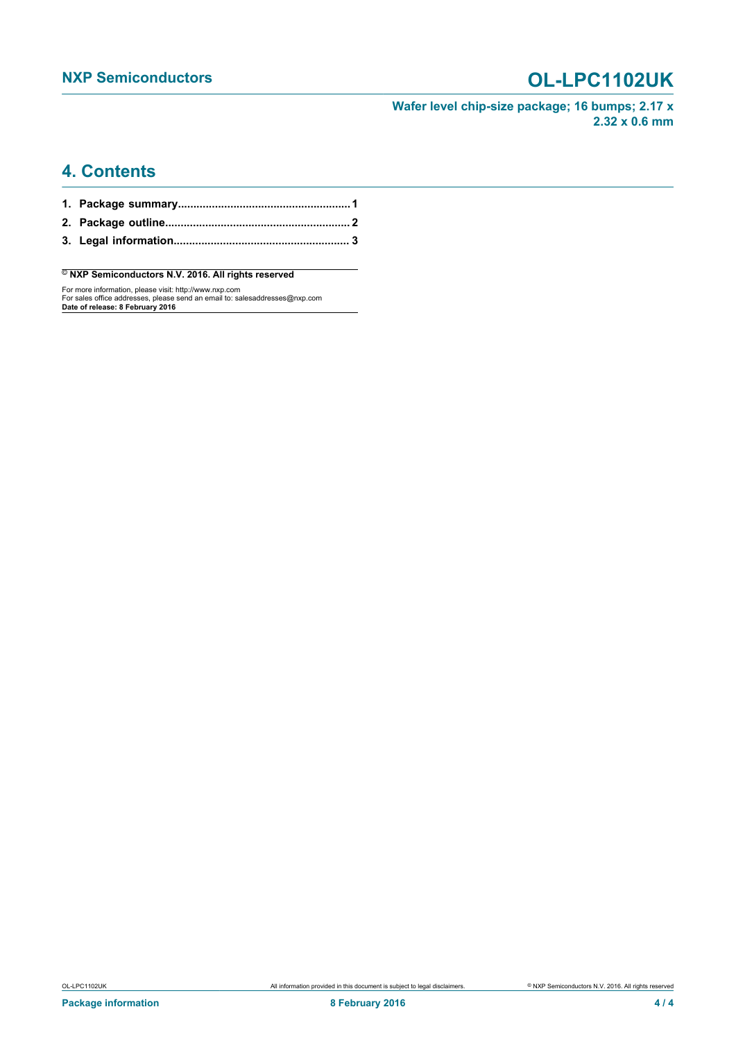## 4. Contents

1. **Package summary....................................................... 1**
2. **Package outline........................................................... 2**
3. **Legal information........................................................ 3**

**© NXP Semiconductors N.V. 2016. All rights reserved**

For more information, please visit: http://www.nxp.com
For sales office addresses, please send an email to: salesaddresses@nxp.com
**Date of release: 8 February 2016**